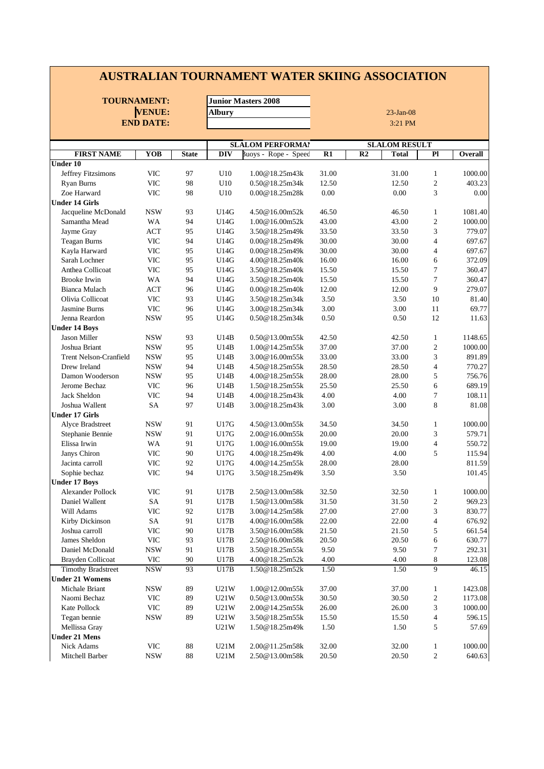# AUSTRALIAN TOURNAMENT WATER SKIING ASSOCIATION

**TOURNAMENT:** Junior Masters 2008
**VENUE:** Albury
**END DATE:**

23-Jan-08
3:21 PM

| | | | | SLALOM PERFORMAN | | | SLALOM RESULT | | |
|---|---|---|---|---|---|---|---|---|---|
| FIRST NAME | YOB | State | DIV | Buoys - Rope - Speed | R1 | R2 | Total | Pl | Overall |
| **Under 10** | | | | | | | | | |
| Jeffrey Fitzsimons | VIC | 97 | U10 | 1.00@18.25m43k | 31.00 | | 31.00 | 1 | 1000.00 |
| Ryan Burns | VIC | 98 | U10 | 0.50@18.25m34k | 12.50 | | 12.50 | 2 | 403.23 |
| Zoe Harward | VIC | 98 | U10 | 0.00@18.25m28k | 0.00 | | 0.00 | 3 | 0.00 |
| **Under 14 Girls** | | | | | | | | | |
| Jacqueline McDonald | NSW | 93 | U14G | 4.50@16.00m52k | 46.50 | | 46.50 | 1 | 1081.40 |
| Samantha Mead | WA | 94 | U14G | 1.00@16.00m52k | 43.00 | | 43.00 | 2 | 1000.00 |
| Jayme Gray | ACT | 95 | U14G | 3.50@18.25m49k | 33.50 | | 33.50 | 3 | 779.07 |
| Teagan Burns | VIC | 94 | U14G | 0.00@18.25m49k | 30.00 | | 30.00 | 4 | 697.67 |
| Kayla Harward | VIC | 95 | U14G | 0.00@18.25m49k | 30.00 | | 30.00 | 4 | 697.67 |
| Sarah Lochner | VIC | 95 | U14G | 4.00@18.25m40k | 16.00 | | 16.00 | 6 | 372.09 |
| Anthea Collicoat | VIC | 95 | U14G | 3.50@18.25m40k | 15.50 | | 15.50 | 7 | 360.47 |
| Brooke Irwin | WA | 94 | U14G | 3.50@18.25m40k | 15.50 | | 15.50 | 7 | 360.47 |
| Bianca Mulach | ACT | 96 | U14G | 0.00@18.25m40k | 12.00 | | 12.00 | 9 | 279.07 |
| Olivia Collicoat | VIC | 93 | U14G | 3.50@18.25m34k | 3.50 | | 3.50 | 10 | 81.40 |
| Jasmine Burns | VIC | 96 | U14G | 3.00@18.25m34k | 3.00 | | 3.00 | 11 | 69.77 |
| Jenna Reardon | NSW | 95 | U14G | 0.50@18.25m34k | 0.50 | | 0.50 | 12 | 11.63 |
| **Under 14 Boys** | | | | | | | | | |
| Jason Miller | NSW | 93 | U14B | 0.50@13.00m55k | 42.50 | | 42.50 | 1 | 1148.65 |
| Joshua Briant | NSW | 95 | U14B | 1.00@14.25m55k | 37.00 | | 37.00 | 2 | 1000.00 |
| Trent Nelson-Cranfield | NSW | 95 | U14B | 3.00@16.00m55k | 33.00 | | 33.00 | 3 | 891.89 |
| Drew Ireland | NSW | 94 | U14B | 4.50@18.25m55k | 28.50 | | 28.50 | 4 | 770.27 |
| Damon Wooderson | NSW | 95 | U14B | 4.00@18.25m55k | 28.00 | | 28.00 | 5 | 756.76 |
| Jerome Bechaz | VIC | 96 | U14B | 1.50@18.25m55k | 25.50 | | 25.50 | 6 | 689.19 |
| Jack Sheldon | VIC | 94 | U14B | 4.00@18.25m43k | 4.00 | | 4.00 | 7 | 108.11 |
| Joshua Wallent | SA | 97 | U14B | 3.00@18.25m43k | 3.00 | | 3.00 | 8 | 81.08 |
| **Under 17 Girls** | | | | | | | | | |
| Alyce Bradstreet | NSW | 91 | U17G | 4.50@13.00m55k | 34.50 | | 34.50 | 1 | 1000.00 |
| Stephanie Bennie | NSW | 91 | U17G | 2.00@16.00m55k | 20.00 | | 20.00 | 3 | 579.71 |
| Elissa Irwin | WA | 91 | U17G | 1.00@16.00m55k | 19.00 | | 19.00 | 4 | 550.72 |
| Janys Chiron | VIC | 90 | U17G | 4.00@18.25m49k | 4.00 | | 4.00 | 5 | 115.94 |
| Jacinta carroll | VIC | 92 | U17G | 4.00@14.25m55k | 28.00 | | 28.00 | | 811.59 |
| Sophie bechaz | VIC | 94 | U17G | 3.50@18.25m49k | 3.50 | | 3.50 | | 101.45 |
| **Under 17 Boys** | | | | | | | | | |
| Alexander Pollock | VIC | 91 | U17B | 2.50@13.00m58k | 32.50 | | 32.50 | 1 | 1000.00 |
| Daniel Wallent | SA | 91 | U17B | 1.50@13.00m58k | 31.50 | | 31.50 | 2 | 969.23 |
| Will Adams | VIC | 92 | U17B | 3.00@14.25m58k | 27.00 | | 27.00 | 3 | 830.77 |
| Kirby Dickinson | SA | 91 | U17B | 4.00@16.00m58k | 22.00 | | 22.00 | 4 | 676.92 |
| Joshua carroll | VIC | 90 | U17B | 3.50@16.00m58k | 21.50 | | 21.50 | 5 | 661.54 |
| James Sheldon | VIC | 93 | U17B | 2.50@16.00m58k | 20.50 | | 20.50 | 6 | 630.77 |
| Daniel McDonald | NSW | 91 | U17B | 3.50@18.25m55k | 9.50 | | 9.50 | 7 | 292.31 |
| Brayden Collicoat | VIC | 90 | U17B | 4.00@18.25m52k | 4.00 | | 4.00 | 8 | 123.08 |
| Timothy Bradstreet | NSW | 93 | U17B | 1.50@18.25m52k | 1.50 | | 1.50 | 9 | 46.15 |
| **Under 21 Womens** | | | | | | | | | |
| Michale Briant | NSW | 89 | U21W | 1.00@12.00m55k | 37.00 | | 37.00 | 1 | 1423.08 |
| Naomi Bechaz | VIC | 89 | U21W | 0.50@13.00m55k | 30.50 | | 30.50 | 2 | 1173.08 |
| Kate Pollock | VIC | 89 | U21W | 2.00@14.25m55k | 26.00 | | 26.00 | 3 | 1000.00 |
| Tegan bennie | NSW | 89 | U21W | 3.50@18.25m55k | 15.50 | | 15.50 | 4 | 596.15 |
| Mellissa Gray | | | U21W | 1.50@18.25m49k | 1.50 | | 1.50 | 5 | 57.69 |
| **Under 21 Mens** | | | | | | | | | |
| Nick Adams | VIC | 88 | U21M | 2.00@11.25m58k | 32.00 | | 32.00 | 1 | 1000.00 |
| Mitchell Barber | NSW | 88 | U21M | 2.50@13.00m58k | 20.50 | | 20.50 | 2 | 640.63 |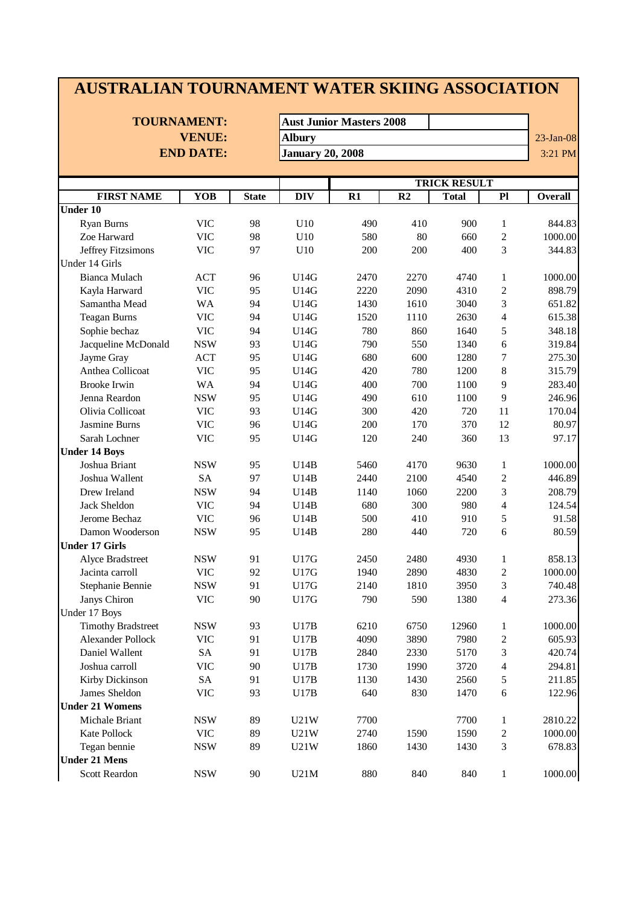# AUSTRALIAN TOURNAMENT WATER SKIING ASSOCIATION

| | | |
|---|---|---|
| **TOURNAMENT:** | **Aust Junior Masters 2008** | |
| **VENUE:** | **Albury** | 23-Jan-08 |
| **END DATE:** | **January 20, 2008** | 3:21 PM |

| | | | | TRICK RESULT | | | | |
|---|---|---|---|---|---|---|---|---|
| **FIRST NAME** | **YOB** | **State** | **DIV** | **R1** | **R2** | **Total** | **Pl** | **Overall** |
| **Under 10** | | | | | | | | |
| Ryan Burns | VIC | 98 | U10 | 490 | 410 | 900 | 1 | 844.83 |
| Zoe Harward | VIC | 98 | U10 | 580 | 80 | 660 | 2 | 1000.00 |
| Jeffrey Fitzsimons | VIC | 97 | U10 | 200 | 200 | 400 | 3 | 344.83 |
| Under 14 Girls | | | | | | | | |
| Bianca Mulach | ACT | 96 | U14G | 2470 | 2270 | 4740 | 1 | 1000.00 |
| Kayla Harward | VIC | 95 | U14G | 2220 | 2090 | 4310 | 2 | 898.79 |
| Samantha Mead | WA | 94 | U14G | 1430 | 1610 | 3040 | 3 | 651.82 |
| Teagan Burns | VIC | 94 | U14G | 1520 | 1110 | 2630 | 4 | 615.38 |
| Sophie bechaz | VIC | 94 | U14G | 780 | 860 | 1640 | 5 | 348.18 |
| Jacqueline McDonald | NSW | 93 | U14G | 790 | 550 | 1340 | 6 | 319.84 |
| Jayme Gray | ACT | 95 | U14G | 680 | 600 | 1280 | 7 | 275.30 |
| Anthea Collicoat | VIC | 95 | U14G | 420 | 780 | 1200 | 8 | 315.79 |
| Brooke Irwin | WA | 94 | U14G | 400 | 700 | 1100 | 9 | 283.40 |
| Jenna Reardon | NSW | 95 | U14G | 490 | 610 | 1100 | 9 | 246.96 |
| Olivia Collicoat | VIC | 93 | U14G | 300 | 420 | 720 | 11 | 170.04 |
| Jasmine Burns | VIC | 96 | U14G | 200 | 170 | 370 | 12 | 80.97 |
| Sarah Lochner | VIC | 95 | U14G | 120 | 240 | 360 | 13 | 97.17 |
| **Under 14 Boys** | | | | | | | | |
| Joshua Briant | NSW | 95 | U14B | 5460 | 4170 | 9630 | 1 | 1000.00 |
| Joshua Wallent | SA | 97 | U14B | 2440 | 2100 | 4540 | 2 | 446.89 |
| Drew Ireland | NSW | 94 | U14B | 1140 | 1060 | 2200 | 3 | 208.79 |
| Jack Sheldon | VIC | 94 | U14B | 680 | 300 | 980 | 4 | 124.54 |
| Jerome Bechaz | VIC | 96 | U14B | 500 | 410 | 910 | 5 | 91.58 |
| Damon Wooderson | NSW | 95 | U14B | 280 | 440 | 720 | 6 | 80.59 |
| **Under 17 Girls** | | | | | | | | |
| Alyce Bradstreet | NSW | 91 | U17G | 2450 | 2480 | 4930 | 1 | 858.13 |
| Jacinta carroll | VIC | 92 | U17G | 1940 | 2890 | 4830 | 2 | 1000.00 |
| Stephanie Bennie | NSW | 91 | U17G | 2140 | 1810 | 3950 | 3 | 740.48 |
| Janys Chiron | VIC | 90 | U17G | 790 | 590 | 1380 | 4 | 273.36 |
| Under 17 Boys | | | | | | | | |
| Timothy Bradstreet | NSW | 93 | U17B | 6210 | 6750 | 12960 | 1 | 1000.00 |
| Alexander Pollock | VIC | 91 | U17B | 4090 | 3890 | 7980 | 2 | 605.93 |
| Daniel Wallent | SA | 91 | U17B | 2840 | 2330 | 5170 | 3 | 420.74 |
| Joshua carroll | VIC | 90 | U17B | 1730 | 1990 | 3720 | 4 | 294.81 |
| Kirby Dickinson | SA | 91 | U17B | 1130 | 1430 | 2560 | 5 | 211.85 |
| James Sheldon | VIC | 93 | U17B | 640 | 830 | 1470 | 6 | 122.96 |
| **Under 21 Womens** | | | | | | | | |
| Michale Briant | NSW | 89 | U21W | 7700 | | 7700 | 1 | 2810.22 |
| Kate Pollock | VIC | 89 | U21W | 2740 | 1590 | 1590 | 2 | 1000.00 |
| Tegan bennie | NSW | 89 | U21W | 1860 | 1430 | 1430 | 3 | 678.83 |
| **Under 21 Mens** | | | | | | | | |
| Scott Reardon | NSW | 90 | U21M | 880 | 840 | 840 | 1 | 1000.00 |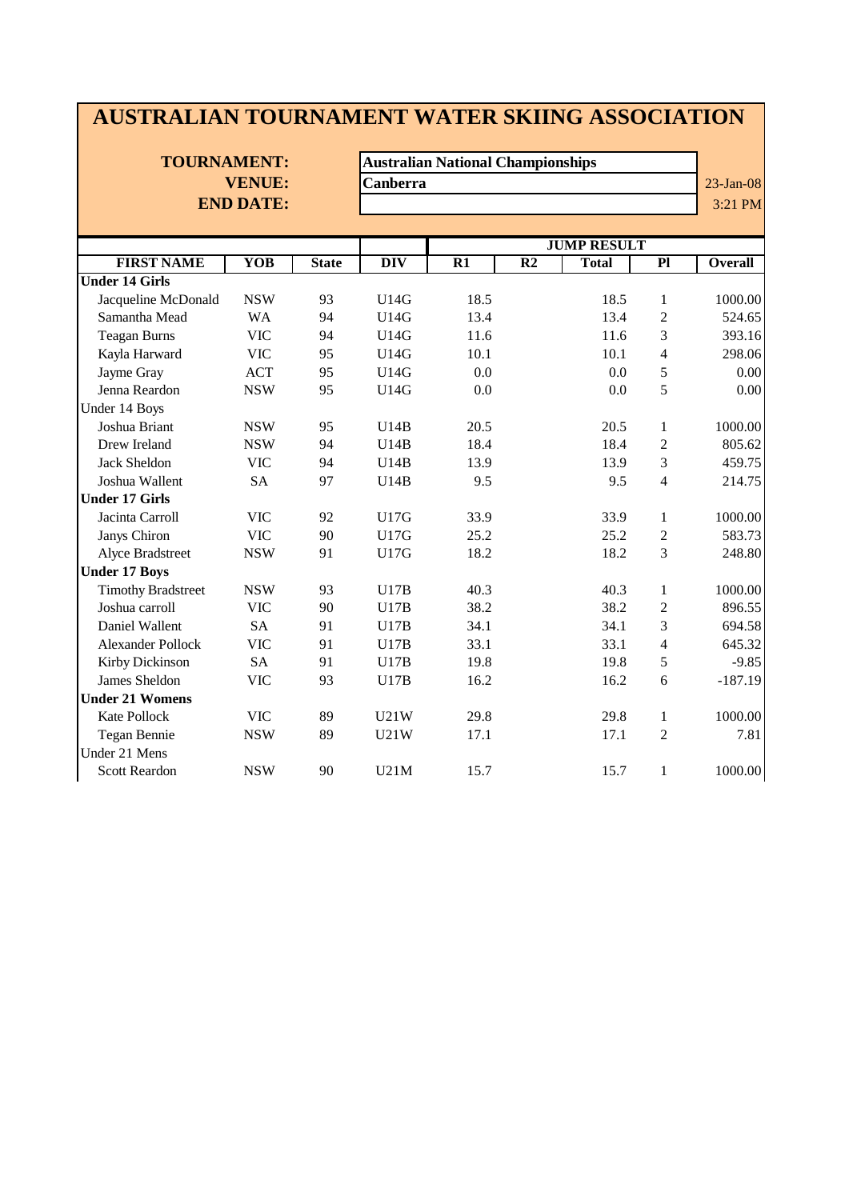# AUSTRALIAN TOURNAMENT WATER SKIING ASSOCIATION

**TOURNAMENT:** **Australian National Championships**
**VENUE:** **Canberra** 23-Jan-08
**END DATE:** 3:21 PM

| FIRST NAME | YOB | State | DIV | JUMP RESULT R1 | R2 | Total | Pl | Overall |
|---|---|---|---|---|---|---|---|---|
| **Under 14 Girls** | | | | | | | | |
| Jacqueline McDonald | NSW | 93 | U14G | 18.5 | | 18.5 | 1 | 1000.00 |
| Samantha Mead | WA | 94 | U14G | 13.4 | | 13.4 | 2 | 524.65 |
| Teagan Burns | VIC | 94 | U14G | 11.6 | | 11.6 | 3 | 393.16 |
| Kayla Harward | VIC | 95 | U14G | 10.1 | | 10.1 | 4 | 298.06 |
| Jayme Gray | ACT | 95 | U14G | 0.0 | | 0.0 | 5 | 0.00 |
| Jenna Reardon | NSW | 95 | U14G | 0.0 | | 0.0 | 5 | 0.00 |
| Under 14 Boys | | | | | | | | |
| Joshua Briant | NSW | 95 | U14B | 20.5 | | 20.5 | 1 | 1000.00 |
| Drew Ireland | NSW | 94 | U14B | 18.4 | | 18.4 | 2 | 805.62 |
| Jack Sheldon | VIC | 94 | U14B | 13.9 | | 13.9 | 3 | 459.75 |
| Joshua Wallent | SA | 97 | U14B | 9.5 | | 9.5 | 4 | 214.75 |
| **Under 17 Girls** | | | | | | | | |
| Jacinta Carroll | VIC | 92 | U17G | 33.9 | | 33.9 | 1 | 1000.00 |
| Janys Chiron | VIC | 90 | U17G | 25.2 | | 25.2 | 2 | 583.73 |
| Alyce Bradstreet | NSW | 91 | U17G | 18.2 | | 18.2 | 3 | 248.80 |
| **Under 17 Boys** | | | | | | | | |
| Timothy Bradstreet | NSW | 93 | U17B | 40.3 | | 40.3 | 1 | 1000.00 |
| Joshua carroll | VIC | 90 | U17B | 38.2 | | 38.2 | 2 | 896.55 |
| Daniel Wallent | SA | 91 | U17B | 34.1 | | 34.1 | 3 | 694.58 |
| Alexander Pollock | VIC | 91 | U17B | 33.1 | | 33.1 | 4 | 645.32 |
| Kirby Dickinson | SA | 91 | U17B | 19.8 | | 19.8 | 5 | -9.85 |
| James Sheldon | VIC | 93 | U17B | 16.2 | | 16.2 | 6 | -187.19 |
| **Under 21 Womens** | | | | | | | | |
| Kate Pollock | VIC | 89 | U21W | 29.8 | | 29.8 | 1 | 1000.00 |
| Tegan Bennie | NSW | 89 | U21W | 17.1 | | 17.1 | 2 | 7.81 |
| Under 21 Mens | | | | | | | | |
| Scott Reardon | NSW | 90 | U21M | 15.7 | | 15.7 | 1 | 1000.00 |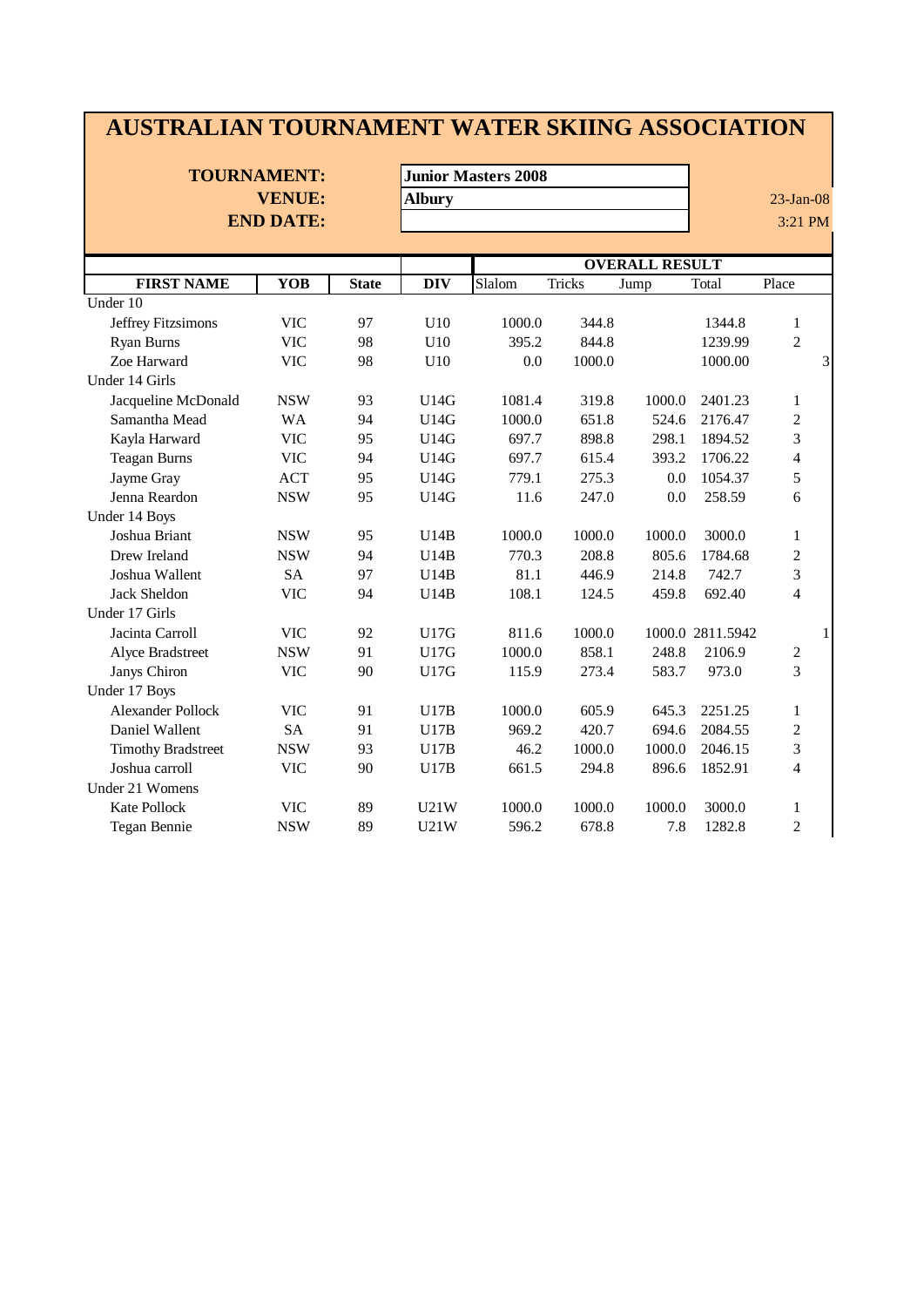# AUSTRALIAN TOURNAMENT WATER SKIING ASSOCIATION

**TOURNAMENT:** **Junior Masters 2008**
**VENUE:** **Albury**
**END DATE:**

23-Jan-08
3:21 PM

| FIRST NAME | YOB | State | DIV | Slalom | Tricks | Jump | Total | Place |
|---|---|---|---|---|---|---|---|---|
| | | | | OVERALL RESULT | | | | |
| Under 10 | | | | | | | | |
| Jeffrey Fitzsimons | VIC | 97 | U10 | 1000.0 | 344.8 | | 1344.8 | 1 |
| Ryan Burns | VIC | 98 | U10 | 395.2 | 844.8 | | 1239.99 | 2 |
| Zoe Harward | VIC | 98 | U10 | 0.0 | 1000.0 | | 1000.00 | 3 |
| Under 14 Girls | | | | | | | | |
| Jacqueline McDonald | NSW | 93 | U14G | 1081.4 | 319.8 | 1000.0 | 2401.23 | 1 |
| Samantha Mead | WA | 94 | U14G | 1000.0 | 651.8 | 524.6 | 2176.47 | 2 |
| Kayla Harward | VIC | 95 | U14G | 697.7 | 898.8 | 298.1 | 1894.52 | 3 |
| Teagan Burns | VIC | 94 | U14G | 697.7 | 615.4 | 393.2 | 1706.22 | 4 |
| Jayme Gray | ACT | 95 | U14G | 779.1 | 275.3 | 0.0 | 1054.37 | 5 |
| Jenna Reardon | NSW | 95 | U14G | 11.6 | 247.0 | 0.0 | 258.59 | 6 |
| Under 14 Boys | | | | | | | | |
| Joshua Briant | NSW | 95 | U14B | 1000.0 | 1000.0 | 1000.0 | 3000.0 | 1 |
| Drew Ireland | NSW | 94 | U14B | 770.3 | 208.8 | 805.6 | 1784.68 | 2 |
| Joshua Wallent | SA | 97 | U14B | 81.1 | 446.9 | 214.8 | 742.7 | 3 |
| Jack Sheldon | VIC | 94 | U14B | 108.1 | 124.5 | 459.8 | 692.40 | 4 |
| Under 17 Girls | | | | | | | | |
| Jacinta Carroll | VIC | 92 | U17G | 811.6 | 1000.0 | 1000.0 | 2811.5942 | 1 |
| Alyce Bradstreet | NSW | 91 | U17G | 1000.0 | 858.1 | 248.8 | 2106.9 | 2 |
| Janys Chiron | VIC | 90 | U17G | 115.9 | 273.4 | 583.7 | 973.0 | 3 |
| Under 17 Boys | | | | | | | | |
| Alexander Pollock | VIC | 91 | U17B | 1000.0 | 605.9 | 645.3 | 2251.25 | 1 |
| Daniel Wallent | SA | 91 | U17B | 969.2 | 420.7 | 694.6 | 2084.55 | 2 |
| Timothy Bradstreet | NSW | 93 | U17B | 46.2 | 1000.0 | 1000.0 | 2046.15 | 3 |
| Joshua carroll | VIC | 90 | U17B | 661.5 | 294.8 | 896.6 | 1852.91 | 4 |
| Under 21 Womens | | | | | | | | |
| Kate Pollock | VIC | 89 | U21W | 1000.0 | 1000.0 | 1000.0 | 3000.0 | 1 |
| Tegan Bennie | NSW | 89 | U21W | 596.2 | 678.8 | 7.8 | 1282.8 | 2 |